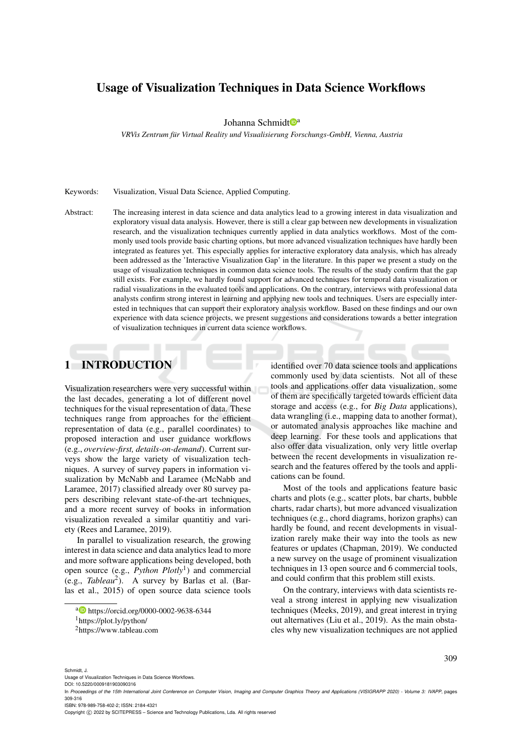# Usage of Visualization Techniques in Data Science Workflows

Johanna Schmidt[a]

*VRVis Zentrum für Virtual Reality und Visualisierung Forschungs-GmbH, Vienna, Austria*

Keywords: Visualization, Visual Data Science, Applied Computing.

Abstract: The increasing interest in data science and data analytics lead to a growing interest in data visualization and exploratory visual data analysis. However, there is still a clear gap between new developments in visualization research, and the visualization techniques currently applied in data analytics workflows. Most of the commonly used tools provide basic charting options, but more advanced visualization techniques have hardly been integrated as features yet. This especially applies for interactive exploratory data analysis, which has already been addressed as the 'Interactive Visualization Gap' in the literature. In this paper we present a study on the usage of visualization techniques in common data science tools. The results of the study confirm that the gap still exists. For example, we hardly found support for advanced techniques for temporal data visualization or radial visualizations in the evaluated tools and applications. On the contrary, interviews with professional data analysts confirm strong interest in learning and applying new tools and techniques. Users are especially interested in techniques that can support their exploratory analysis workflow. Based on these findings and our own experience with data science projects, we present suggestions and considerations towards a better integration of visualization techniques in current data science workflows.

## 1 INTRODUCTION

Visualization researchers were very successful within the last decades, generating a lot of different novel techniques for the visual representation of data. These techniques range from approaches for the efficient representation of data (e.g., parallel coordinates) to proposed interaction and user guidance workflows (e.g., *overview-first, details-on-demand*). Current surveys show the large variety of visualization techniques. A survey of survey papers in information visualization by McNabb and Laramee (McNabb and Laramee, 2017) classified already over 80 survey papers describing relevant state-of-the-art techniques, and a more recent survey of books in information visualization revealed a similar quantitiy and variety (Rees and Laramee, 2019).

In parallel to visualization research, the growing interest in data science and data analytics lead to more and more software applications being developed, both open source (e.g., *Python Plotly*[1]) and commercial (e.g., *Tableau*[2]). A survey by Barlas et al. (Barlas et al., 2015) of open source data science tools identified over 70 data science tools and applications commonly used by data scientists. Not all of these tools and applications offer data visualization, some of them are specifically targeted towards efficient data storage and access (e.g., for *Big Data* applications), data wrangling (i.e., mapping data to another format), or automated analysis approaches like machine and deep learning. For these tools and applications that also offer data visualization, only very little overlap between the recent developments in visualization research and the features offered by the tools and applications can be found.

Most of the tools and applications feature basic charts and plots (e.g., scatter plots, bar charts, bubble charts, radar charts), but more advanced visualization techniques (e.g., chord diagrams, horizon graphs) can hardly be found, and recent developments in visualization rarely make their way into the tools as new features or updates (Chapman, 2019). We conducted a new survey on the usage of prominent visualization techniques in 13 open source and 6 commercial tools, and could confirm that this problem still exists.

On the contrary, interviews with data scientists reveal a strong interest in applying new visualization techniques (Meeks, 2019), and great interest in trying out alternatives (Liu et al., 2019). As the main obstacles why new visualization techniques are not applied

[a] https://orcid.org/0000-0002-9638-6344

[1] https://plot.ly/python/

[2] https://www.tableau.com

Schmidt, J.
Usage of Visualization Techniques in Data Science Workflows.
DOI: 10.5220/0009181903090316
In *Proceedings of the 15th International Joint Conference on Computer Vision, Imaging and Computer Graphics Theory and Applications (VISIGRAPP 2020) - Volume 3: IVAPP*, pages 309-316
ISBN: 978-989-758-402-2; ISSN: 2184-4321
Copyright © 2022 by SCITEPRESS – Science and Technology Publications, Lda. All rights reserved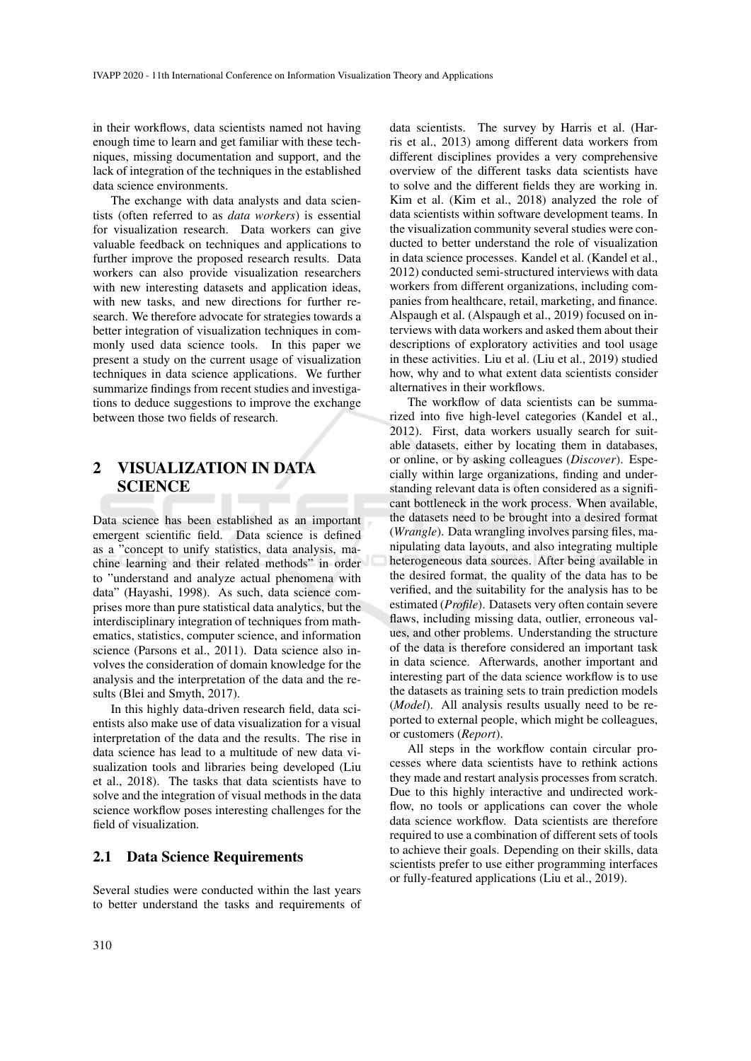in their workflows, data scientists named not having enough time to learn and get familiar with these techniques, missing documentation and support, and the lack of integration of the techniques in the established data science environments.

The exchange with data analysts and data scientists (often referred to as *data workers*) is essential for visualization research. Data workers can give valuable feedback on techniques and applications to further improve the proposed research results. Data workers can also provide visualization researchers with new interesting datasets and application ideas, with new tasks, and new directions for further research. We therefore advocate for strategies towards a better integration of visualization techniques in commonly used data science tools. In this paper we present a study on the current usage of visualization techniques in data science applications. We further summarize findings from recent studies and investigations to deduce suggestions to improve the exchange between those two fields of research.

## 2 VISUALIZATION IN DATA SCIENCE

Data science has been established as an important emergent scientific field. Data science is defined as a "concept to unify statistics, data analysis, machine learning and their related methods" in order to "understand and analyze actual phenomena with data" (Hayashi, 1998). As such, data science comprises more than pure statistical data analytics, but the interdisciplinary integration of techniques from mathematics, statistics, computer science, and information science (Parsons et al., 2011). Data science also involves the consideration of domain knowledge for the analysis and the interpretation of the data and the results (Blei and Smyth, 2017).

In this highly data-driven research field, data scientists also make use of data visualization for a visual interpretation of the data and the results. The rise in data science has lead to a multitude of new data visualization tools and libraries being developed (Liu et al., 2018). The tasks that data scientists have to solve and the integration of visual methods in the data science workflow poses interesting challenges for the field of visualization.

### 2.1 Data Science Requirements

Several studies were conducted within the last years to better understand the tasks and requirements of data scientists. The survey by Harris et al. (Harris et al., 2013) among different data workers from different disciplines provides a very comprehensive overview of the different tasks data scientists have to solve and the different fields they are working in. Kim et al. (Kim et al., 2018) analyzed the role of data scientists within software development teams. In the visualization community several studies were conducted to better understand the role of visualization in data science processes. Kandel et al. (Kandel et al., 2012) conducted semi-structured interviews with data workers from different organizations, including companies from healthcare, retail, marketing, and finance. Alspaugh et al. (Alspaugh et al., 2019) focused on interviews with data workers and asked them about their descriptions of exploratory activities and tool usage in these activities. Liu et al. (Liu et al., 2019) studied how, why and to what extent data scientists consider alternatives in their workflows.

The workflow of data scientists can be summarized into five high-level categories (Kandel et al., 2012). First, data workers usually search for suitable datasets, either by locating them in databases, or online, or by asking colleagues (*Discover*). Especially within large organizations, finding and understanding relevant data is often considered as a significant bottleneck in the work process. When available, the datasets need to be brought into a desired format (*Wrangle*). Data wrangling involves parsing files, manipulating data layouts, and also integrating multiple heterogeneous data sources. After being available in the desired format, the quality of the data has to be verified, and the suitability for the analysis has to be estimated (*Profile*). Datasets very often contain severe flaws, including missing data, outlier, erroneous values, and other problems. Understanding the structure of the data is therefore considered an important task in data science. Afterwards, another important and interesting part of the data science workflow is to use the datasets as training sets to train prediction models (*Model*). All analysis results usually need to be reported to external people, which might be colleagues, or customers (*Report*).

All steps in the workflow contain circular processes where data scientists have to rethink actions they made and restart analysis processes from scratch. Due to this highly interactive and undirected workflow, no tools or applications can cover the whole data science workflow. Data scientists are therefore required to use a combination of different sets of tools to achieve their goals. Depending on their skills, data scientists prefer to use either programming interfaces or fully-featured applications (Liu et al., 2019).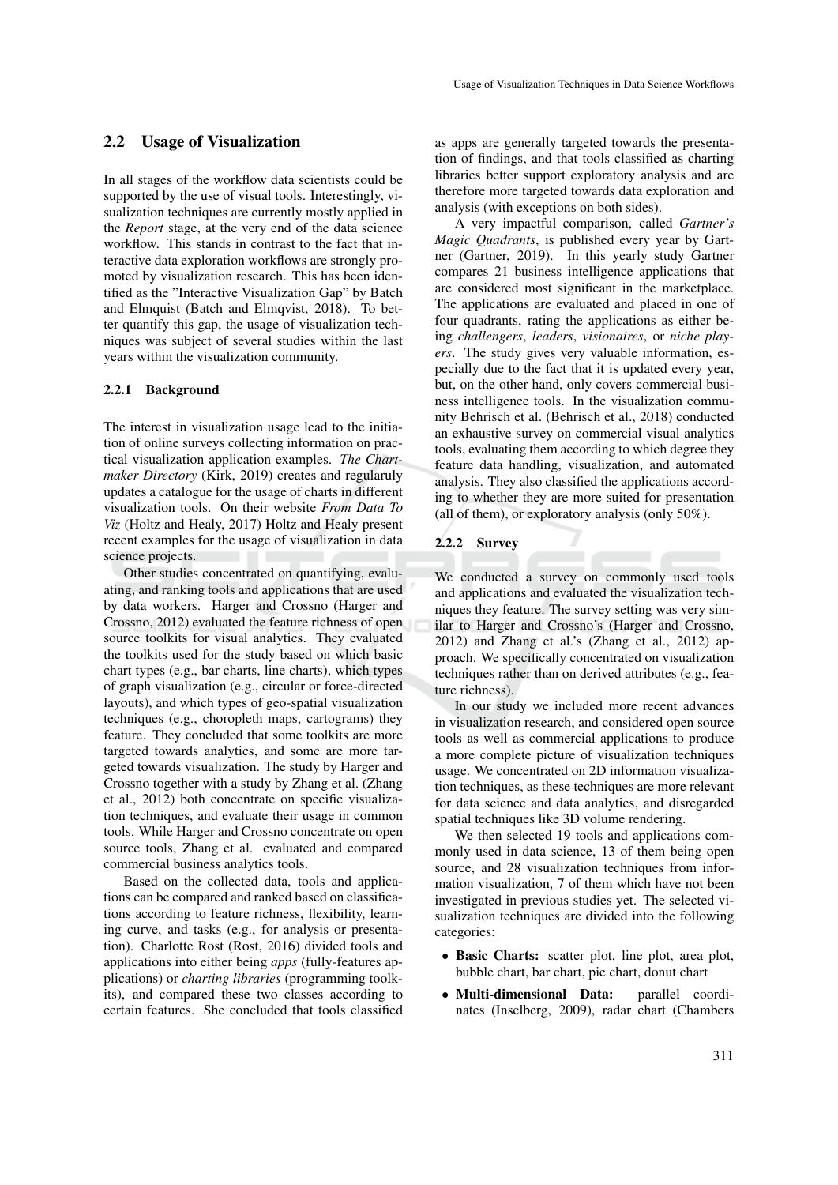## 2.2 Usage of Visualization

In all stages of the workflow data scientists could be supported by the use of visual tools. Interestingly, visualization techniques are currently mostly applied in the *Report* stage, at the very end of the data science workflow. This stands in contrast to the fact that interactive data exploration workflows are strongly promoted by visualization research. This has been identified as the "Interactive Visualization Gap" by Batch and Elmquist (Batch and Elmqvist, 2018). To better quantify this gap, the usage of visualization techniques was subject of several studies within the last years within the visualization community.

### 2.2.1 Background

The interest in visualization usage lead to the initiation of online surveys collecting information on practical visualization application examples. *The Chartmaker Directory* (Kirk, 2019) creates and regularuly updates a catalogue for the usage of charts in different visualization tools. On their website *From Data To Viz* (Holtz and Healy, 2017) Holtz and Healy present recent examples for the usage of visualization in data science projects.

Other studies concentrated on quantifying, evaluating, and ranking tools and applications that are used by data workers. Harger and Crossno (Harger and Crossno, 2012) evaluated the feature richness of open source toolkits for visual analytics. They evaluated the toolkits used for the study based on which basic chart types (e.g., bar charts, line charts), which types of graph visualization (e.g., circular or force-directed layouts), and which types of geo-spatial visualization techniques (e.g., choropleth maps, cartograms) they feature. They concluded that some toolkits are more targeted towards analytics, and some are more targeted towards visualization. The study by Harger and Crossno together with a study by Zhang et al. (Zhang et al., 2012) both concentrate on specific visualization techniques, and evaluate their usage in common tools. While Harger and Crossno concentrate on open source tools, Zhang et al. evaluated and compared commercial business analytics tools.

Based on the collected data, tools and applications can be compared and ranked based on classifications according to feature richness, flexibility, learning curve, and tasks (e.g., for analysis or presentation). Charlotte Rost (Rost, 2016) divided tools and applications into either being *apps* (fully-features applications) or *charting libraries* (programming toolkits), and compared these two classes according to certain features. She concluded that tools classified as apps are generally targeted towards the presentation of findings, and that tools classified as charting libraries better support exploratory analysis and are therefore more targeted towards data exploration and analysis (with exceptions on both sides).

A very impactful comparison, called *Gartner's Magic Quadrants*, is published every year by Gartner (Gartner, 2019). In this yearly study Gartner compares 21 business intelligence applications that are considered most significant in the marketplace. The applications are evaluated and placed in one of four quadrants, rating the applications as either being *challengers*, *leaders*, *visionaires*, or *niche players*. The study gives very valuable information, especially due to the fact that it is updated every year, but, on the other hand, only covers commercial business intelligence tools. In the visualization community Behrisch et al. (Behrisch et al., 2018) conducted an exhaustive survey on commercial visual analytics tools, evaluating them according to which degree they feature data handling, visualization, and automated analysis. They also classified the applications according to whether they are more suited for presentation (all of them), or exploratory analysis (only 50%).

### 2.2.2 Survey

We conducted a survey on commonly used tools and applications and evaluated the visualization techniques they feature. The survey setting was very similar to Harger and Crossno's (Harger and Crossno, 2012) and Zhang et al.'s (Zhang et al., 2012) approach. We specifically concentrated on visualization techniques rather than on derived attributes (e.g., feature richness).

In our study we included more recent advances in visualization research, and considered open source tools as well as commercial applications to produce a more complete picture of visualization techniques usage. We concentrated on 2D information visualization techniques, as these techniques are more relevant for data science and data analytics, and disregarded spatial techniques like 3D volume rendering.

We then selected 19 tools and applications commonly used in data science, 13 of them being open source, and 28 visualization techniques from information visualization, 7 of them which have not been investigated in previous studies yet. The selected visualization techniques are divided into the following categories:

- **Basic Charts:** scatter plot, line plot, area plot, bubble chart, bar chart, pie chart, donut chart
- **Multi-dimensional Data:** parallel coordinates (Inselberg, 2009), radar chart (Chambers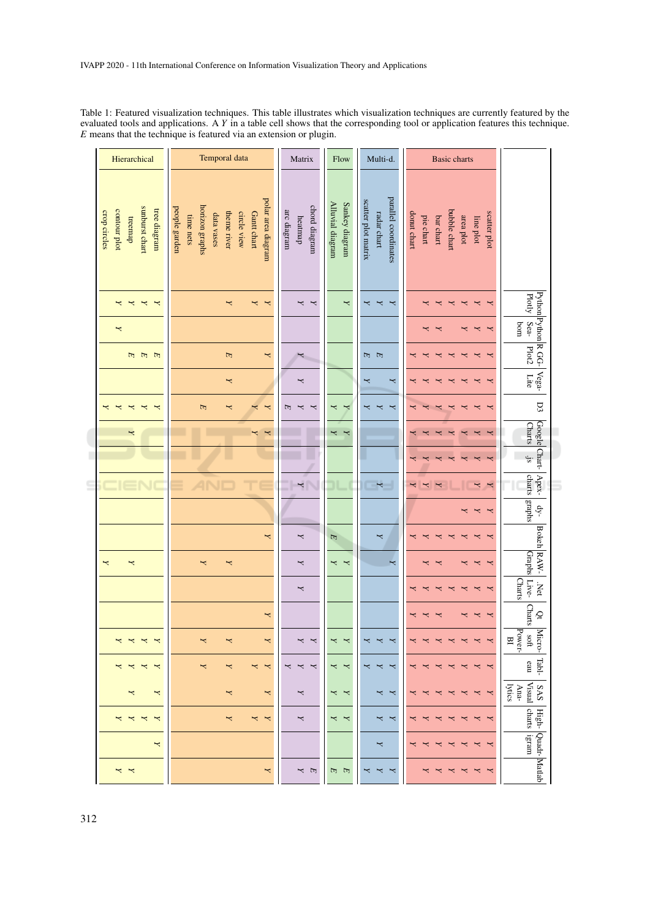Table 1: Featured visualization techniques. This table illustrates which visualization techniques are currently featured by the evaluated tools and applications. A *Y* in a table cell shows that the corresponding tool or application features this technique. *E* means that the technique is featured via an extension or plugin.

| Category | Technique | Python Plotly | Python Seaborn | R GGPlot2 | Vega-Lite | D3 | Google Charts | Chart.js | Apexcharts | dygraphs | Bokeh | RAWGraphs | .Net LiveCharts | Qt Charts | Microsoft PowerBI | Tableau | SAS Visual Analytics | Highcharts | Quadrigram | Matlab |
|---|---|---|---|---|---|---|---|---|---|---|---|---|---|---|---|---|---|---|---|---|
| Basic charts | scatter plot | Y | Y | Y | Y | Y | Y | Y | Y | Y | Y | Y | Y | Y | Y | Y | Y | Y | Y | Y |
| | line plot | Y | Y | Y | Y | Y | Y | Y | Y | Y | Y | Y | Y | Y | Y | Y | Y | Y | Y | Y |
| | area plot | Y | Y | Y | Y | Y | Y | Y | | Y | Y | Y | Y | Y | Y | Y | Y | Y | Y | Y |
| | bubble chart | Y | | Y | Y | Y | Y | Y | | | Y | | Y | | Y | Y | Y | Y | Y | Y |
| | bar chart | Y | Y | Y | Y | Y | Y | Y | Y | | Y | Y | Y | Y | Y | Y | Y | Y | Y | Y |
| | pie chart | Y | Y | Y | Y | Y | Y | Y | Y | | Y | Y | Y | Y | Y | Y | Y | Y | Y | Y |
| | donut chart | | | Y | Y | Y | Y | Y | Y | | Y | | Y | Y | Y | Y | Y | Y | Y | |
| Multi-d. | parallel coordinates | Y | | | Y | Y | | | | | | Y | | | Y | Y | Y | Y | | Y |
| | radar chart | Y | | E | | Y | | | Y | | Y | | | | Y | Y | Y | Y | Y | Y |
| | scatter plot matrix | Y | | E | Y | Y | | | | | | | | | Y | Y | | | | Y |
| Flow | Sankey diagram | Y | | | | Y | Y | | | | | Y | | | Y | Y | Y | Y | | E |
| | Alluvial diagram | | | | | Y | Y | | | | E | Y | | | Y | Y | Y | Y | | E |
| Matrix | chord diagram | Y | | | | Y | | | | | | | | | Y | Y | | | | E |
| | heatmap | Y | | Y | Y | Y | | | Y | | Y | Y | Y | | Y | Y | Y | Y | | Y |
| | arc diagram | | | | | E | | | | | | | | | | Y | | | | |
| Temporal data | polar area diagram | Y | | Y | | Y | Y | | | | Y | | | Y | Y | Y | Y | Y | | Y |
| | Gantt chart | Y | | | | Y | Y | | | | | | | | | Y | | Y | | |
| | circle view | | | | | | | | | | | | | | | | | | | |
| | theme river | Y | | E | Y | Y | | | | | | Y | | | Y | Y | Y | Y | | |
| | data vases | | | | | | | | | | | | | | | | | | | |
| | horizon graphs | | | | | E | | | | | | Y | | | Y | Y | | | | |
| | time nets | | | | | | | | | | | | | | | | | | | |
| | people garden | | | | | | | | | | | | | | | | | | | |
| Hierarchical | tree diagram | Y | | E | | Y | | | | | | | | | Y | Y | Y | Y | Y | |
| | sunburst chart | Y | | E | | Y | | | | | | | | | Y | Y | | Y | | |
| | treemap | Y | | E | | Y | Y | | | | | Y | | | Y | Y | Y | Y | | Y |
| | contour plot | Y | Y | | | Y | | | | | | | | | Y | Y | | Y | | Y |
| | crop circles | | | | | Y | | | | | | Y | | | | | | | | |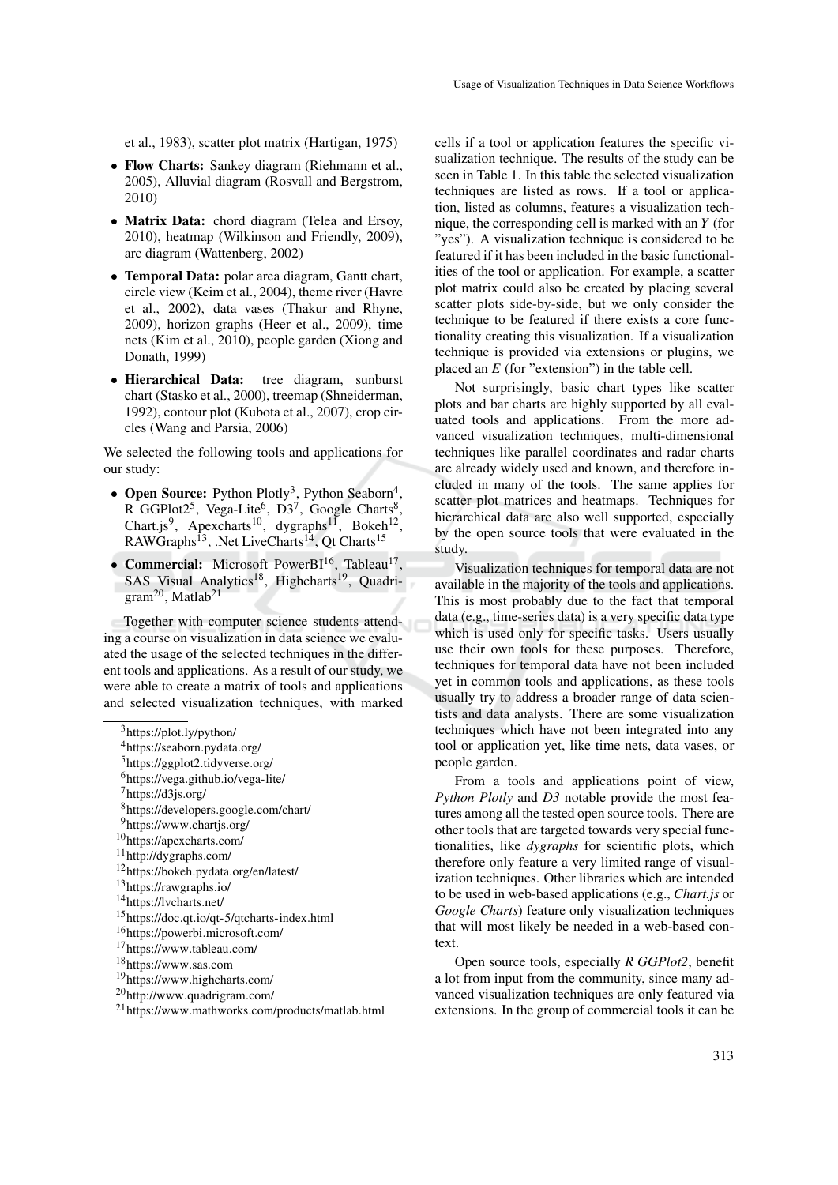et al., 1983), scatter plot matrix (Hartigan, 1975)

- **Flow Charts:** Sankey diagram (Riehmann et al., 2005), Alluvial diagram (Rosvall and Bergstrom, 2010)
- **Matrix Data:** chord diagram (Telea and Ersoy, 2010), heatmap (Wilkinson and Friendly, 2009), arc diagram (Wattenberg, 2002)
- **Temporal Data:** polar area diagram, Gantt chart, circle view (Keim et al., 2004), theme river (Havre et al., 2002), data vases (Thakur and Rhyne, 2009), horizon graphs (Heer et al., 2009), time nets (Kim et al., 2010), people garden (Xiong and Donath, 1999)
- **Hierarchical Data:** tree diagram, sunburst chart (Stasko et al., 2000), treemap (Shneiderman, 1992), contour plot (Kubota et al., 2007), crop circles (Wang and Parsia, 2006)

We selected the following tools and applications for our study:

- **Open Source:** Python Plotly[3], Python Seaborn[4], R GGPlot2[5], Vega-Lite[6], D3[7], Google Charts[8], Chart.js[9], Apexcharts[10], dygraphs[11], Bokeh[12], RAWGraphs[13], .Net LiveCharts[14], Qt Charts[15]
- **Commercial:** Microsoft PowerBI[16], Tableau[17], SAS Visual Analytics[18], Highcharts[19], Quadrigram[20], Matlab[21]

Together with computer science students attending a course on visualization in data science we evaluated the usage of the selected techniques in the different tools and applications. As a result of our study, we were able to create a matrix of tools and applications and selected visualization techniques, with marked cells if a tool or application features the specific visualization technique. The results of the study can be seen in Table 1. In this table the selected visualization techniques are listed as rows. If a tool or application, listed as columns, features a visualization technique, the corresponding cell is marked with an *Y* (for "yes"). A visualization technique is considered to be featured if it has been included in the basic functionalities of the tool or application. For example, a scatter plot matrix could also be created by placing several scatter plots side-by-side, but we only consider the technique to be featured if there exists a core functionality creating this visualization. If a visualization technique is provided via extensions or plugins, we placed an *E* (for "extension") in the table cell.

Not surprisingly, basic chart types like scatter plots and bar charts are highly supported by all evaluated tools and applications. From the more advanced visualization techniques, multi-dimensional techniques like parallel coordinates and radar charts are already widely used and known, and therefore included in many of the tools. The same applies for scatter plot matrices and heatmaps. Techniques for hierarchical data are also well supported, especially by the open source tools that were evaluated in the study.

Visualization techniques for temporal data are not available in the majority of the tools and applications. This is most probably due to the fact that temporal data (e.g., time-series data) is a very specific data type which is used only for specific tasks. Users usually use their own tools for these purposes. Therefore, techniques for temporal data have not been included yet in common tools and applications, as these tools usually try to address a broader range of data scientists and data analysts. There are some visualization techniques which have not been integrated into any tool or application yet, like time nets, data vases, or people garden.

From a tools and applications point of view, *Python Plotly* and *D3* notable provide the most features among all the tested open source tools. There are other tools that are targeted towards very special functionalities, like *dygraphs* for scientific plots, which therefore only feature a very limited range of visualization techniques. Other libraries which are intended to be used in web-based applications (e.g., *Chart.js* or *Google Charts*) feature only visualization techniques that will most likely be needed in a web-based context.

Open source tools, especially *R GGPlot2*, benefit a lot from input from the community, since many advanced visualization techniques are only featured via extensions. In the group of commercial tools it can be

[3] https://plot.ly/python/
[4] https://seaborn.pydata.org/
[5] https://ggplot2.tidyverse.org/
[6] https://vega.github.io/vega-lite/
[7] https://d3js.org/
[8] https://developers.google.com/chart/
[9] https://www.chartjs.org/
[10] https://apexcharts.com/
[11] http://dygraphs.com/
[12] https://bokeh.pydata.org/en/latest/
[13] https://rawgraphs.io/
[14] https://lvcharts.net/
[15] https://doc.qt.io/qt-5/qtcharts-index.html
[16] https://powerbi.microsoft.com/
[17] https://www.tableau.com/
[18] https://www.sas.com
[19] https://www.highcharts.com/
[20] http://www.quadrigram.com/
[21] https://www.mathworks.com/products/matlab.html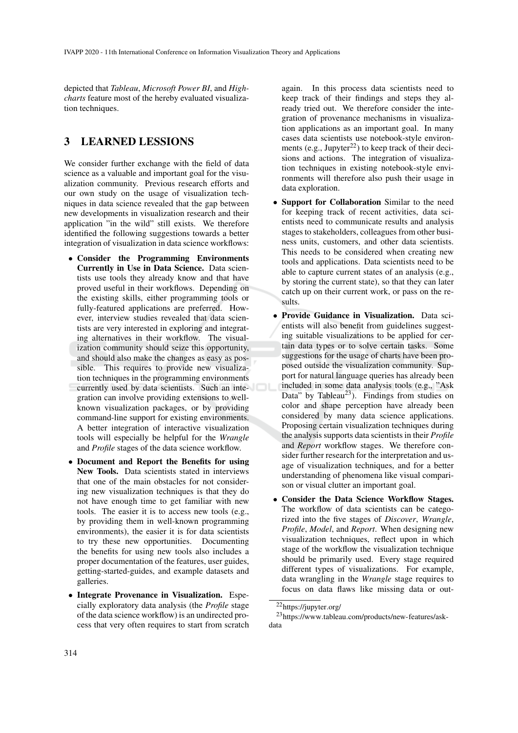depicted that *Tableau*, *Microsoft Power BI*, and *Highcharts* feature most of the hereby evaluated visualization techniques.

## 3 LEARNED LESSIONS

We consider further exchange with the field of data science as a valuable and important goal for the visualization community. Previous research efforts and our own study on the usage of visualization techniques in data science revealed that the gap between new developments in visualization research and their application "in the wild" still exists. We therefore identified the following suggestions towards a better integration of visualization in data science workflows:

- **Consider the Programming Environments Currently in Use in Data Science.** Data scientists use tools they already know and that have proved useful in their workflows. Depending on the existing skills, either programming tools or fully-featured applications are preferred. However, interview studies revealed that data scientists are very interested in exploring and integrating alternatives in their workflow. The visualization community should seize this opportunity, and should also make the changes as easy as possible. This requires to provide new visualization techniques in the programming environments currently used by data scientists. Such an integration can involve providing extensions to well-known visualization packages, or by providing command-line support for existing environments. A better integration of interactive visualization tools will especially be helpful for the *Wrangle* and *Profile* stages of the data science workflow.
- **Document and Report the Benefits for using New Tools.** Data scientists stated in interviews that one of the main obstacles for not considering new visualization techniques is that they do not have enough time to get familiar with new tools. The easier it is to access new tools (e.g., by providing them in well-known programming environments), the easier it is for data scientists to try these new opportunities. Documenting the benefits for using new tools also includes a proper documentation of the features, user guides, getting-started-guides, and example datasets and galleries.
- **Integrate Provenance in Visualization.** Especially exploratory data analysis (the *Profile* stage of the data science workflow) is an undirected process that very often requires to start from scratch again. In this process data scientists need to keep track of their findings and steps they already tried out. We therefore consider the integration of provenance mechanisms in visualization applications as an important goal. In many cases data scientists use notebook-style environments (e.g., Jupyter[22]) to keep track of their decisions and actions. The integration of visualization techniques in existing notebook-style environments will therefore also push their usage in data exploration.
- **Support for Collaboration** Similar to the need for keeping track of recent activities, data scientists need to communicate results and analysis stages to stakeholders, colleagues from other business units, customers, and other data scientists. This needs to be considered when creating new tools and applications. Data scientists need to be able to capture current states of an analysis (e.g., by storing the current state), so that they can later catch up on their current work, or pass on the results.
- **Provide Guidance in Visualization.** Data scientists will also benefit from guidelines suggesting suitable visualizations to be applied for certain data types or to solve certain tasks. Some suggestions for the usage of charts have been proposed outside the visualization community. Support for natural language queries has already been included in some data analysis tools (e.g., "Ask Data" by Tableau[23]). Findings from studies on color and shape perception have already been considered by many data science applications. Proposing certain visualization techniques during the analysis supports data scientists in their *Profile* and *Report* workflow stages. We therefore consider further research for the interpretation and usage of visualization techniques, and for a better understanding of phenomena like visual comparison or visual clutter an important goal.
- **Consider the Data Science Workflow Stages.** The workflow of data scientists can be categorized into the five stages of *Discover*, *Wrangle*, *Profile*, *Model*, and *Report*. When designing new visualization techniques, reflect upon in which stage of the workflow the visualization technique should be primarily used. Every stage required different types of visualizations. For example, data wrangling in the *Wrangle* stage requires to focus on data flaws like missing data or out-

[22]https://jupyter.org/

[23]https://www.tableau.com/products/new-features/ask-data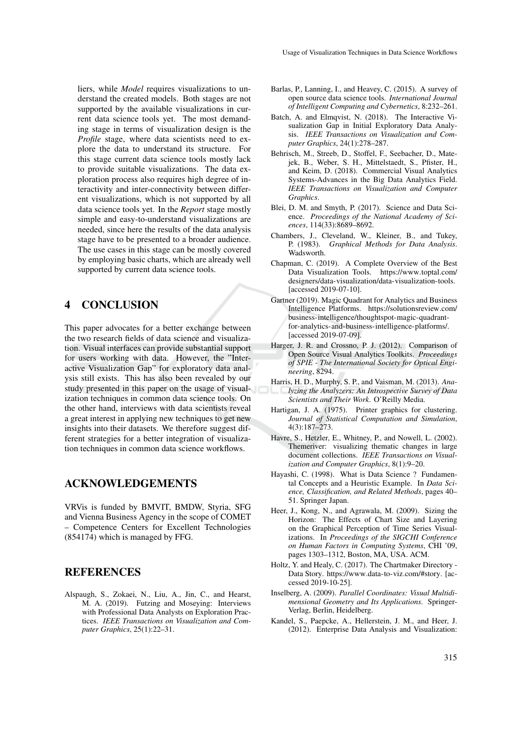liers, while *Model* requires visualizations to understand the created models. Both stages are not supported by the available visualizations in current data science tools yet. The most demanding stage in terms of visualization design is the *Profile* stage, where data scientists need to explore the data to understand its structure. For this stage current data science tools mostly lack to provide suitable visualizations. The data exploration process also requires high degree of interactivity and inter-connectivity between different visualizations, which is not supported by all data science tools yet. In the *Report* stage mostly simple and easy-to-understand visualizations are needed, since here the results of the data analysis stage have to be presented to a broader audience. The use cases in this stage can be mostly covered by employing basic charts, which are already well supported by current data science tools.

## 4 CONCLUSION

This paper advocates for a better exchange between the two research fields of data science and visualization. Visual interfaces can provide substantial support for users working with data. However, the "Interactive Visualization Gap" for exploratory data analysis still exists. This has also been revealed by our study presented in this paper on the usage of visualization techniques in common data science tools. On the other hand, interviews with data scientists reveal a great interest in applying new techniques to get new insights into their datasets. We therefore suggest different strategies for a better integration of visualization techniques in common data science workflows.

## ACKNOWLEDGEMENTS

VRVis is funded by BMVIT, BMDW, Styria, SFG and Vienna Business Agency in the scope of COMET – Competence Centers for Excellent Technologies (854174) which is managed by FFG.

## REFERENCES

Alspaugh, S., Zokaei, N., Liu, A., Jin, C., and Hearst, M. A. (2019). Futzing and Moseying: Interviews with Professional Data Analysts on Exploration Practices. *IEEE Transactions on Visualization and Computer Graphics*, 25(1):22–31.

Barlas, P., Lanning, I., and Heavey, C. (2015). A survey of open source data science tools. *International Journal of Intelligent Computing and Cybernetics*, 8:232–261.

Batch, A. and Elmqvist, N. (2018). The Interactive Visualization Gap in Initial Exploratory Data Analysis. *IEEE Transactions on Visualization and Computer Graphics*, 24(1):278–287.

Behrisch, M., Streeb, D., Stoffel, F., Seebacher, D., Matejek, B., Weber, S. H., Mittelstaedt, S., Pfister, H., and Keim, D. (2018). Commercial Visual Analytics Systems-Advances in the Big Data Analytics Field. *IEEE Transactions on Visualization and Computer Graphics*.

Blei, D. M. and Smyth, P. (2017). Science and Data Science. *Proceedings of the National Academy of Sciences*, 114(33):8689–8692.

Chambers, J., Cleveland, W., Kleiner, B., and Tukey, P. (1983). *Graphical Methods for Data Analysis*. Wadsworth.

Chapman, C. (2019). A Complete Overview of the Best Data Visualization Tools. https://www.toptal.com/designers/data-visualization/data-visualization-tools. [accessed 2019-07-10].

Gartner (2019). Magic Quadrant for Analytics and Business Intelligence Platforms. https://solutionsreview.com/business-intelligence/thoughtspot-magic-quadrant-for-analytics-and-business-intelligence-platforms/. [accessed 2019-07-09].

Harger, J. R. and Crossno, P. J. (2012). Comparison of Open Source Visual Analytics Toolkits. *Proceedings of SPIE - The International Society for Optical Engineering*, 8294.

Harris, H. D., Murphy, S. P., and Vaisman, M. (2013). *Analyzing the Analyzers: An Introspective Survey of Data Scientists and Their Work*. O'Reilly Media.

Hartigan, J. A. (1975). Printer graphics for clustering. *Journal of Statistical Computation and Simulation*, 4(3):187–273.

Havre, S., Hetzler, E., Whitney, P., and Nowell, L. (2002). Themeriver: visualizing thematic changes in large document collections. *IEEE Transactions on Visualization and Computer Graphics*, 8(1):9–20.

Hayashi, C. (1998). What is Data Science ? Fundamental Concepts and a Heuristic Example. In *Data Science, Classification, and Related Methods*, pages 40–51. Springer Japan.

Heer, J., Kong, N., and Agrawala, M. (2009). Sizing the Horizon: The Effects of Chart Size and Layering on the Graphical Perception of Time Series Visualizations. In *Proceedings of the SIGCHI Conference on Human Factors in Computing Systems*, CHI '09, pages 1303–1312, Boston, MA, USA. ACM.

Holtz, Y. and Healy, C. (2017). The Chartmaker Directory - Data Story. https://www.data-to-viz.com/#story. [accessed 2019-10-25].

Inselberg, A. (2009). *Parallel Coordinates: Visual Multidimensional Geometry and Its Applications*. Springer-Verlag, Berlin, Heidelberg.

Kandel, S., Paepcke, A., Hellerstein, J. M., and Heer, J. (2012). Enterprise Data Analysis and Visualization: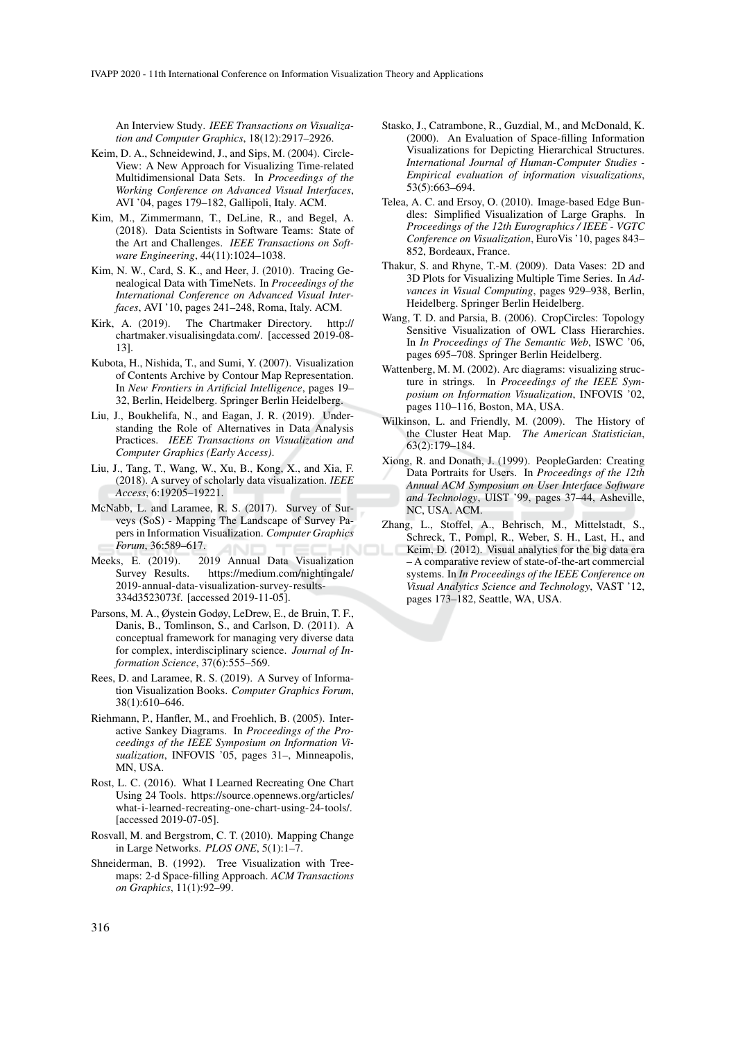An Interview Study. *IEEE Transactions on Visualization and Computer Graphics*, 18(12):2917–2926.

Keim, D. A., Schneidewind, J., and Sips, M. (2004). CircleView: A New Approach for Visualizing Time-related Multidimensional Data Sets. In *Proceedings of the Working Conference on Advanced Visual Interfaces*, AVI '04, pages 179–182, Gallipoli, Italy. ACM.

Kim, M., Zimmermann, T., DeLine, R., and Begel, A. (2018). Data Scientists in Software Teams: State of the Art and Challenges. *IEEE Transactions on Software Engineering*, 44(11):1024–1038.

Kim, N. W., Card, S. K., and Heer, J. (2010). Tracing Genealogical Data with TimeNets. In *Proceedings of the International Conference on Advanced Visual Interfaces*, AVI '10, pages 241–248, Roma, Italy. ACM.

Kirk, A. (2019). The Chartmaker Directory. http://chartmaker.visualisingdata.com/. [accessed 2019-08-13].

Kubota, H., Nishida, T., and Sumi, Y. (2007). Visualization of Contents Archive by Contour Map Representation. In *New Frontiers in Artificial Intelligence*, pages 19–32, Berlin, Heidelberg. Springer Berlin Heidelberg.

Liu, J., Boukhelifa, N., and Eagan, J. R. (2019). Understanding the Role of Alternatives in Data Analysis Practices. *IEEE Transactions on Visualization and Computer Graphics (Early Access)*.

Liu, J., Tang, T., Wang, W., Xu, B., Kong, X., and Xia, F. (2018). A survey of scholarly data visualization. *IEEE Access*, 6:19205–19221.

McNabb, L. and Laramee, R. S. (2017). Survey of Surveys (SoS) - Mapping The Landscape of Survey Papers in Information Visualization. *Computer Graphics Forum*, 36:589–617.

Meeks, E. (2019). 2019 Annual Data Visualization Survey Results. https://medium.com/nightingale/2019-annual-data-visualization-survey-results-334d3523073f. [accessed 2019-11-05].

Parsons, M. A., Øystein Godøy, LeDrew, E., de Bruin, T. F., Danis, B., Tomlinson, S., and Carlson, D. (2011). A conceptual framework for managing very diverse data for complex, interdisciplinary science. *Journal of Information Science*, 37(6):555–569.

Rees, D. and Laramee, R. S. (2019). A Survey of Information Visualization Books. *Computer Graphics Forum*, 38(1):610–646.

Riehmann, P., Hanfler, M., and Froehlich, B. (2005). Interactive Sankey Diagrams. In *Proceedings of the Proceedings of the IEEE Symposium on Information Visualization*, INFOVIS '05, pages 31–, Minneapolis, MN, USA.

Rost, L. C. (2016). What I Learned Recreating One Chart Using 24 Tools. https://source.opennews.org/articles/what-i-learned-recreating-one-chart-using-24-tools/. [accessed 2019-07-05].

Rosvall, M. and Bergstrom, C. T. (2010). Mapping Change in Large Networks. *PLOS ONE*, 5(1):1–7.

Shneiderman, B. (1992). Tree Visualization with Treemaps: 2-d Space-filling Approach. *ACM Transactions on Graphics*, 11(1):92–99.

Stasko, J., Catrambone, R., Guzdial, M., and McDonald, K. (2000). An Evaluation of Space-filling Information Visualizations for Depicting Hierarchical Structures. *International Journal of Human-Computer Studies - Empirical evaluation of information visualizations*, 53(5):663–694.

Telea, A. C. and Ersoy, O. (2010). Image-based Edge Bundles: Simplified Visualization of Large Graphs. In *Proceedings of the 12th Eurographics / IEEE - VGTC Conference on Visualization*, EuroVis '10, pages 843–852, Bordeaux, France.

Thakur, S. and Rhyne, T.-M. (2009). Data Vases: 2D and 3D Plots for Visualizing Multiple Time Series. In *Advances in Visual Computing*, pages 929–938, Berlin, Heidelberg. Springer Berlin Heidelberg.

Wang, T. D. and Parsia, B. (2006). CropCircles: Topology Sensitive Visualization of OWL Class Hierarchies. In *In Proceedings of The Semantic Web*, ISWC '06, pages 695–708. Springer Berlin Heidelberg.

Wattenberg, M. M. (2002). Arc diagrams: visualizing structure in strings. In *Proceedings of the IEEE Symposium on Information Visualization*, INFOVIS '02, pages 110–116, Boston, MA, USA.

Wilkinson, L. and Friendly, M. (2009). The History of the Cluster Heat Map. *The American Statistician*, 63(2):179–184.

Xiong, R. and Donath, J. (1999). PeopleGarden: Creating Data Portraits for Users. In *Proceedings of the 12th Annual ACM Symposium on User Interface Software and Technology*, UIST '99, pages 37–44, Asheville, NC, USA. ACM.

Zhang, L., Stoffel, A., Behrisch, M., Mittelstadt, S., Schreck, T., Pompl, R., Weber, S. H., Last, H., and Keim, D. (2012). Visual analytics for the big data era – A comparative review of state-of-the-art commercial systems. In *In Proceedings of the IEEE Conference on Visual Analytics Science and Technology*, VAST '12, pages 173–182, Seattle, WA, USA.